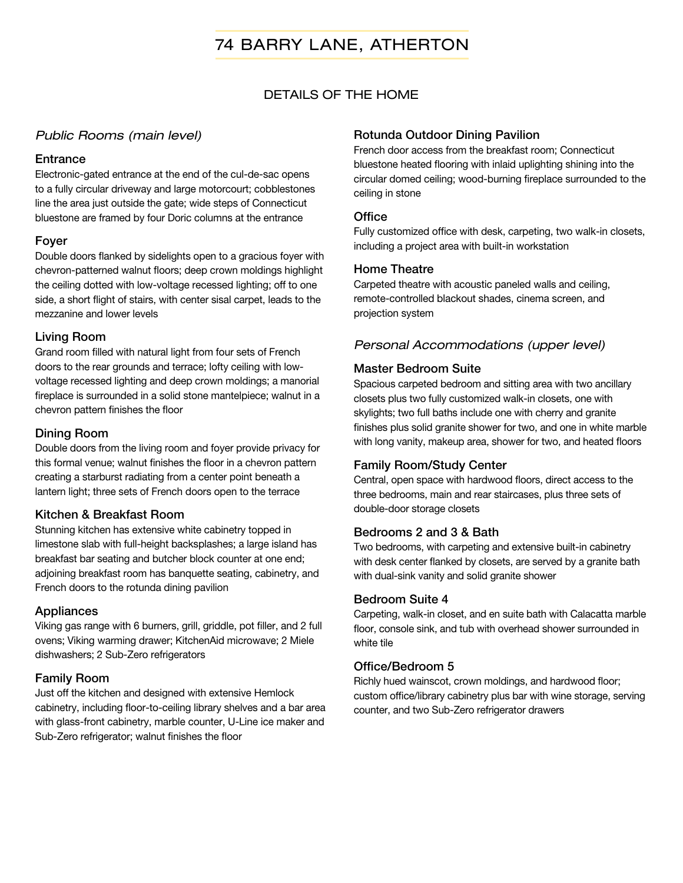# 74 BARRY LANE, ATHERTON

## DETAILS OF THE HOME

### *Public Rooms (main level)*

#### Entrance

Electronic-gated entrance at the end of the cul-de-sac opens to a fully circular driveway and large motorcourt; cobblestones line the area just outside the gate; wide steps of Connecticut bluestone are framed by four Doric columns at the entrance

#### Foyer

Double doors flanked by sidelights open to a gracious foyer with chevron-patterned walnut floors; deep crown moldings highlight the ceiling dotted with low-voltage recessed lighting; off to one side, a short flight of stairs, with center sisal carpet, leads to the mezzanine and lower levels

#### Living Room

Grand room filled with natural light from four sets of French doors to the rear grounds and terrace; lofty ceiling with low-voltage recessed lighting and deep crown moldings; a manorial fireplace is surrounded in a solid stone mantelpiece; walnut in a chevron pattern finishes the floor

#### Dining Room

Double doors from the living room and foyer provide privacy for this formal venue; walnut finishes the floor in a chevron pattern creating a starburst radiating from a center point beneath a lantern light; three sets of French doors open to the terrace

#### Kitchen & Breakfast Room

Stunning kitchen has extensive white cabinetry topped in limestone slab with full-height backsplashes; a large island has breakfast bar seating and butcher block counter at one end; adjoining breakfast room has banquette seating, cabinetry, and French doors to the rotunda dining pavilion

#### Appliances

Viking gas range with 6 burners, grill, griddle, pot filler, and 2 full ovens; Viking warming drawer; KitchenAid microwave; 2 Miele dishwashers; 2 Sub-Zero refrigerators

#### Family Room

Just off the kitchen and designed with extensive Hemlock cabinetry, including floor-to-ceiling library shelves and a bar area with glass-front cabinetry, marble counter, U-Line ice maker and Sub-Zero refrigerator; walnut finishes the floor

#### Rotunda Outdoor Dining Pavilion

French door access from the breakfast room; Connecticut bluestone heated flooring with inlaid uplighting shining into the circular domed ceiling; wood-burning fireplace surrounded to the ceiling in stone

#### Office

Fully customized office with desk, carpeting, two walk-in closets, including a project area with built-in workstation

#### Home Theatre

Carpeted theatre with acoustic paneled walls and ceiling, remote-controlled blackout shades, cinema screen, and projection system

### *Personal Accommodations (upper level)*

#### Master Bedroom Suite

Spacious carpeted bedroom and sitting area with two ancillary closets plus two fully customized walk-in closets, one with skylights; two full baths include one with cherry and granite finishes plus solid granite shower for two, and one in white marble with long vanity, makeup area, shower for two, and heated floors

#### Family Room/Study Center

Central, open space with hardwood floors, direct access to the three bedrooms, main and rear staircases, plus three sets of double-door storage closets

#### Bedrooms 2 and 3 & Bath

Two bedrooms, with carpeting and extensive built-in cabinetry with desk center flanked by closets, are served by a granite bath with dual-sink vanity and solid granite shower

#### Bedroom Suite 4

Carpeting, walk-in closet, and en suite bath with Calacatta marble floor, console sink, and tub with overhead shower surrounded in white tile

#### Office/Bedroom 5

Richly hued wainscot, crown moldings, and hardwood floor; custom office/library cabinetry plus bar with wine storage, serving counter, and two Sub-Zero refrigerator drawers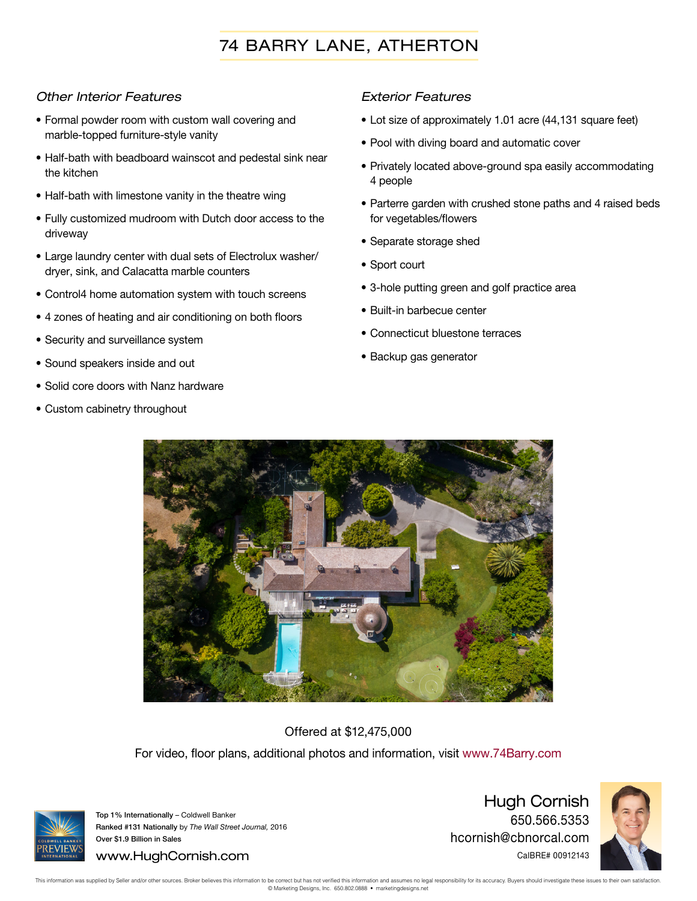# 74 BARRY LANE, ATHERTON

### *Other Interior Features*

- Formal powder room with custom wall covering and marble-topped furniture-style vanity
- Half-bath with beadboard wainscot and pedestal sink near the kitchen
- Half-bath with limestone vanity in the theatre wing
- Fully customized mudroom with Dutch door access to the driveway
- Large laundry center with dual sets of Electrolux washer/dryer, sink, and Calacatta marble counters
- Control4 home automation system with touch screens
- 4 zones of heating and air conditioning on both floors
- Security and surveillance system
- Sound speakers inside and out
- Solid core doors with Nanz hardware
- Custom cabinetry throughout

### *Exterior Features*

- Lot size of approximately 1.01 acre (44,131 square feet)
- Pool with diving board and automatic cover
- Privately located above-ground spa easily accommodating 4 people
- Parterre garden with crushed stone paths and 4 raised beds for vegetables/flowers
- Separate storage shed
- Sport court
- 3-hole putting green and golf practice area
- Built-in barbecue center
- Connecticut bluestone terraces
- Backup gas generator

Offered at $12,475,000

For video, floor plans, additional photos and information, visit www.74Barry.com

**Top 1%** **Internationally** – Coldwell Banker
**Ranked #131 Nationally** by *The Wall Street Journal,* 2016
**Over $1.9 Billion in Sales**

www.HughCornish.com

Hugh Cornish
650.566.5353
hcornish@cbnorcal.com
CalBRE# 00912143

This information was supplied by Seller and/or other sources. Broker believes this information to be correct but has not verified this information and assumes no legal responsibility for its accuracy. Buyers should investigate these issues to their own satisfaction.
© Marketing Designs, Inc. 650.802.0888 • marketingdesigns.net